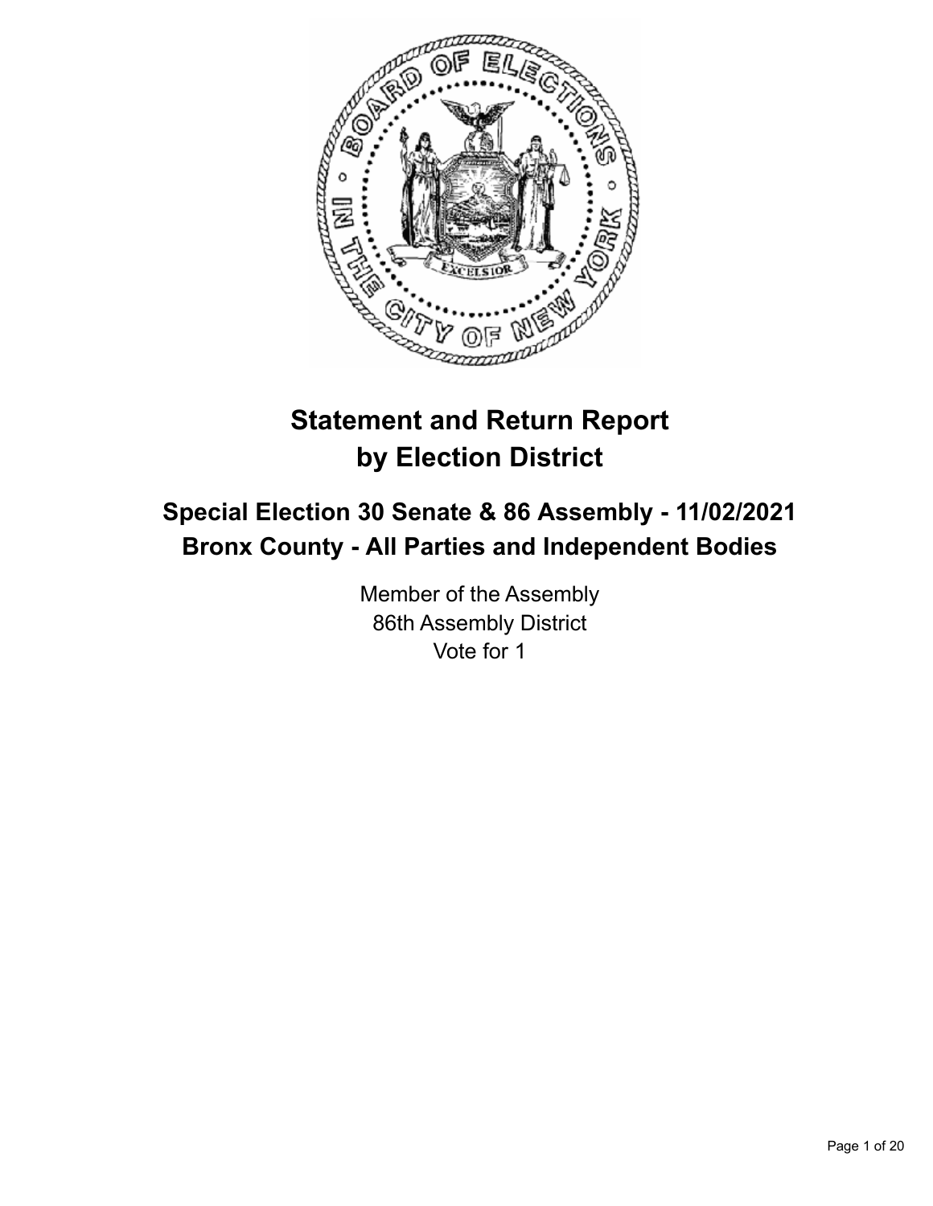# Statement and Return Report by Election District

## Special Election 30 Senate & 86 Assembly - 11/02/2021
## Bronx County - All Parties and Independent Bodies

Member of the Assembly
86th Assembly District
Vote for 1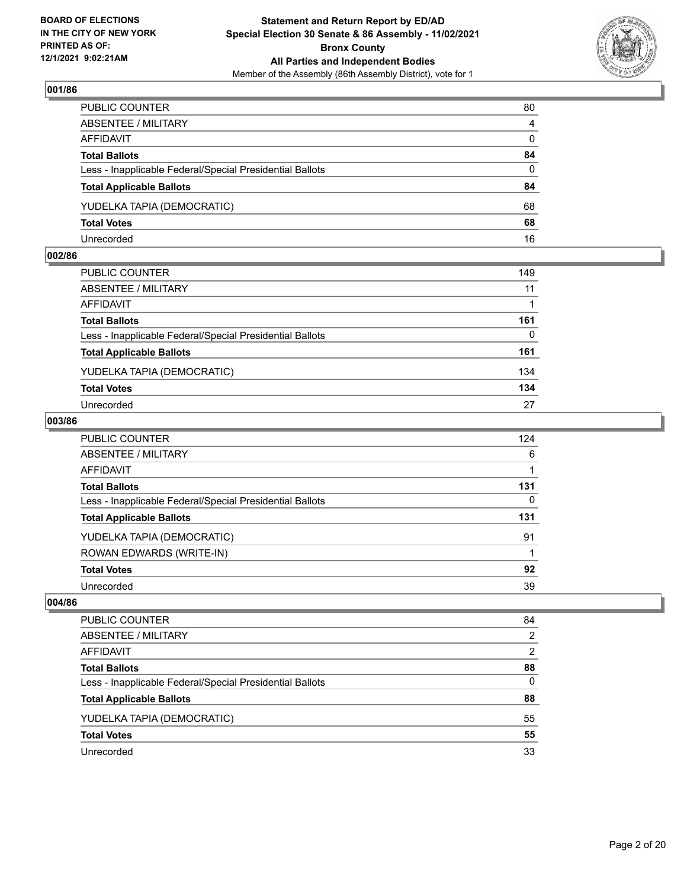**BOARD OF ELECTIONS IN THE CITY OF NEW YORK PRINTED AS OF: 12/1/2021 9:02:21AM**

**Statement and Return Report by ED/AD**
**Special Election 30 Senate & 86 Assembly - 11/02/2021**
**Bronx County**
**All Parties and Independent Bodies**
Member of the Assembly (86th Assembly District), vote for 1

### 001/86

| | |
|---|---|
| PUBLIC COUNTER | 80 |
| ABSENTEE / MILITARY | 4 |
| AFFIDAVIT | 0 |
| **Total Ballots** | **84** |
| Less - Inapplicable Federal/Special Presidential Ballots | 0 |
| **Total Applicable Ballots** | **84** |
| YUDELKA TAPIA (DEMOCRATIC) | 68 |
| **Total Votes** | **68** |
| Unrecorded | 16 |

### 002/86

| | |
|---|---|
| PUBLIC COUNTER | 149 |
| ABSENTEE / MILITARY | 11 |
| AFFIDAVIT | 1 |
| **Total Ballots** | **161** |
| Less - Inapplicable Federal/Special Presidential Ballots | 0 |
| **Total Applicable Ballots** | **161** |
| YUDELKA TAPIA (DEMOCRATIC) | 134 |
| **Total Votes** | **134** |
| Unrecorded | 27 |

### 003/86

| | |
|---|---|
| PUBLIC COUNTER | 124 |
| ABSENTEE / MILITARY | 6 |
| AFFIDAVIT | 1 |
| **Total Ballots** | **131** |
| Less - Inapplicable Federal/Special Presidential Ballots | 0 |
| **Total Applicable Ballots** | **131** |
| YUDELKA TAPIA (DEMOCRATIC) | 91 |
| ROWAN EDWARDS (WRITE-IN) | 1 |
| **Total Votes** | **92** |
| Unrecorded | 39 |

### 004/86

| | |
|---|---|
| PUBLIC COUNTER | 84 |
| ABSENTEE / MILITARY | 2 |
| AFFIDAVIT | 2 |
| **Total Ballots** | **88** |
| Less - Inapplicable Federal/Special Presidential Ballots | 0 |
| **Total Applicable Ballots** | **88** |
| YUDELKA TAPIA (DEMOCRATIC) | 55 |
| **Total Votes** | **55** |
| Unrecorded | 33 |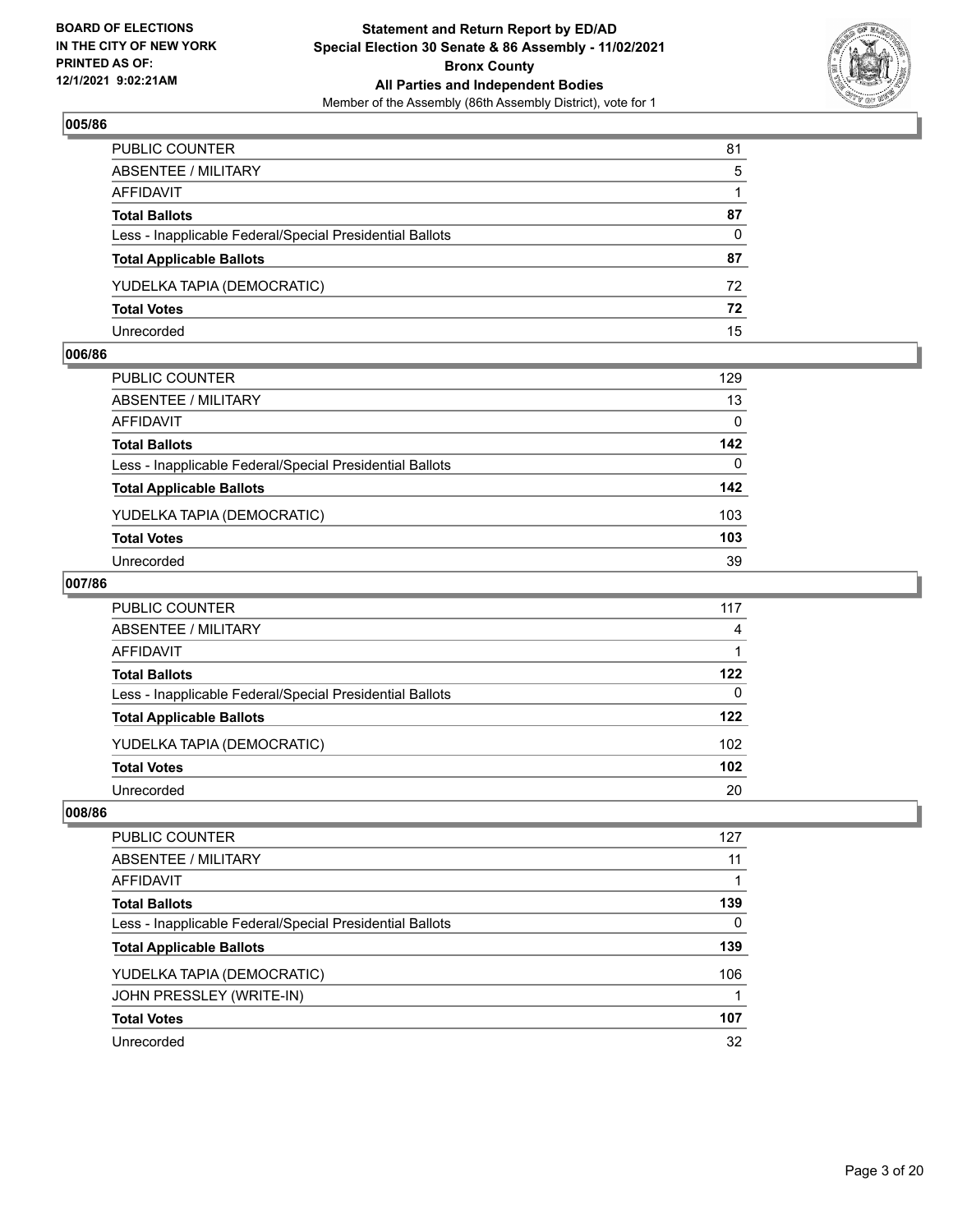**BOARD OF ELECTIONS IN THE CITY OF NEW YORK PRINTED AS OF: 12/1/2021 9:02:21AM**

**Statement and Return Report by ED/AD**
**Special Election 30 Senate & 86 Assembly - 11/02/2021**
**Bronx County**
**All Parties and Independent Bodies**
Member of the Assembly (86th Assembly District), vote for 1

### 005/86

| | |
|---|---|
| PUBLIC COUNTER | 81 |
| ABSENTEE / MILITARY | 5 |
| AFFIDAVIT | 1 |
| **Total Ballots** | **87** |
| Less - Inapplicable Federal/Special Presidential Ballots | 0 |
| **Total Applicable Ballots** | **87** |
| YUDELKA TAPIA (DEMOCRATIC) | 72 |
| **Total Votes** | **72** |
| Unrecorded | 15 |

### 006/86

| | |
|---|---|
| PUBLIC COUNTER | 129 |
| ABSENTEE / MILITARY | 13 |
| AFFIDAVIT | 0 |
| **Total Ballots** | **142** |
| Less - Inapplicable Federal/Special Presidential Ballots | 0 |
| **Total Applicable Ballots** | **142** |
| YUDELKA TAPIA (DEMOCRATIC) | 103 |
| **Total Votes** | **103** |
| Unrecorded | 39 |

### 007/86

| | |
|---|---|
| PUBLIC COUNTER | 117 |
| ABSENTEE / MILITARY | 4 |
| AFFIDAVIT | 1 |
| **Total Ballots** | **122** |
| Less - Inapplicable Federal/Special Presidential Ballots | 0 |
| **Total Applicable Ballots** | **122** |
| YUDELKA TAPIA (DEMOCRATIC) | 102 |
| **Total Votes** | **102** |
| Unrecorded | 20 |

### 008/86

| | |
|---|---|
| PUBLIC COUNTER | 127 |
| ABSENTEE / MILITARY | 11 |
| AFFIDAVIT | 1 |
| **Total Ballots** | **139** |
| Less - Inapplicable Federal/Special Presidential Ballots | 0 |
| **Total Applicable Ballots** | **139** |
| YUDELKA TAPIA (DEMOCRATIC) | 106 |
| JOHN PRESSLEY (WRITE-IN) | 1 |
| **Total Votes** | **107** |
| Unrecorded | 32 |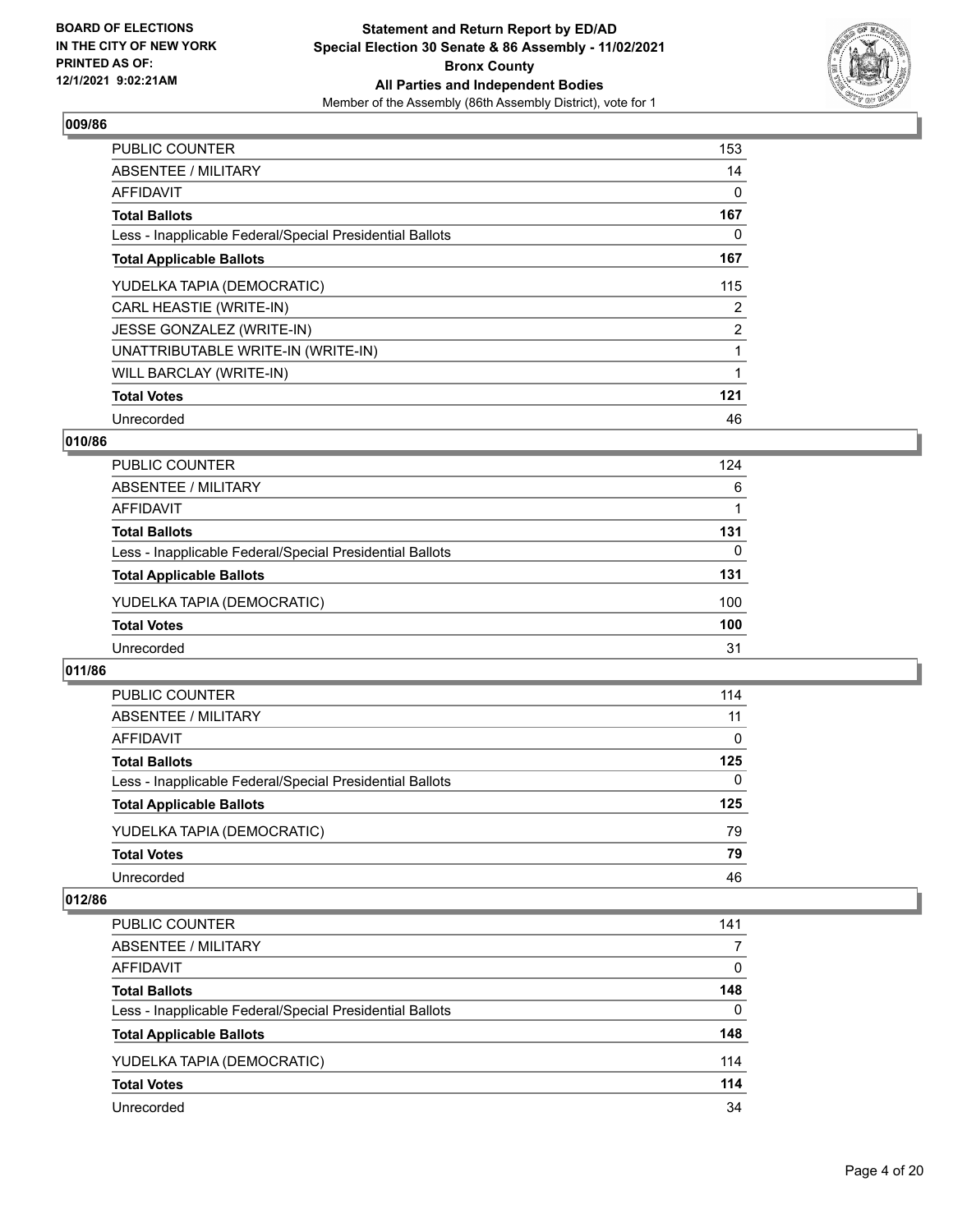### 009/86

| | |
|---|---|
| PUBLIC COUNTER | 153 |
| ABSENTEE / MILITARY | 14 |
| AFFIDAVIT | 0 |
| **Total Ballots** | **167** |
| Less - Inapplicable Federal/Special Presidential Ballots | 0 |
| **Total Applicable Ballots** | **167** |
| YUDELKA TAPIA (DEMOCRATIC) | 115 |
| CARL HEASTIE (WRITE-IN) | 2 |
| JESSE GONZALEZ (WRITE-IN) | 2 |
| UNATTRIBUTABLE WRITE-IN (WRITE-IN) | 1 |
| WILL BARCLAY (WRITE-IN) | 1 |
| **Total Votes** | **121** |
| Unrecorded | 46 |

### 010/86

| | |
|---|---|
| PUBLIC COUNTER | 124 |
| ABSENTEE / MILITARY | 6 |
| AFFIDAVIT | 1 |
| **Total Ballots** | **131** |
| Less - Inapplicable Federal/Special Presidential Ballots | 0 |
| **Total Applicable Ballots** | **131** |
| YUDELKA TAPIA (DEMOCRATIC) | 100 |
| **Total Votes** | **100** |
| Unrecorded | 31 |

### 011/86

| | |
|---|---|
| PUBLIC COUNTER | 114 |
| ABSENTEE / MILITARY | 11 |
| AFFIDAVIT | 0 |
| **Total Ballots** | **125** |
| Less - Inapplicable Federal/Special Presidential Ballots | 0 |
| **Total Applicable Ballots** | **125** |
| YUDELKA TAPIA (DEMOCRATIC) | 79 |
| **Total Votes** | **79** |
| Unrecorded | 46 |

### 012/86

| | |
|---|---|
| PUBLIC COUNTER | 141 |
| ABSENTEE / MILITARY | 7 |
| AFFIDAVIT | 0 |
| **Total Ballots** | **148** |
| Less - Inapplicable Federal/Special Presidential Ballots | 0 |
| **Total Applicable Ballots** | **148** |
| YUDELKA TAPIA (DEMOCRATIC) | 114 |
| **Total Votes** | **114** |
| Unrecorded | 34 |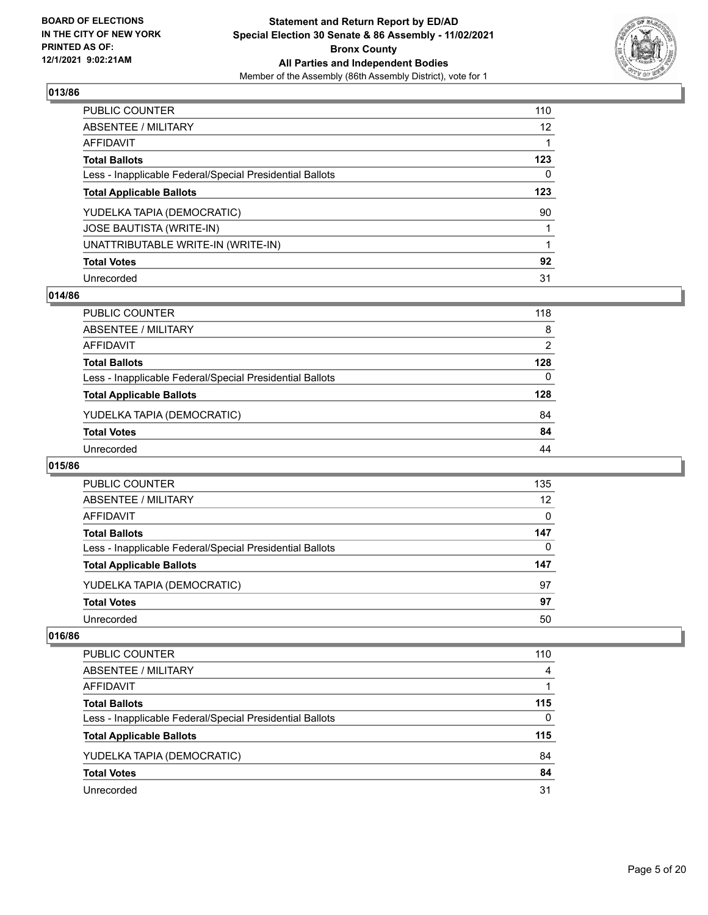## 013/86

| | |
|---|---|
| PUBLIC COUNTER | 110 |
| ABSENTEE / MILITARY | 12 |
| AFFIDAVIT | 1 |
| **Total Ballots** | **123** |
| Less - Inapplicable Federal/Special Presidential Ballots | 0 |
| **Total Applicable Ballots** | **123** |
| YUDELKA TAPIA (DEMOCRATIC) | 90 |
| JOSE BAUTISTA (WRITE-IN) | 1 |
| UNATTRIBUTABLE WRITE-IN (WRITE-IN) | 1 |
| **Total Votes** | **92** |
| Unrecorded | 31 |

## 014/86

| | |
|---|---|
| PUBLIC COUNTER | 118 |
| ABSENTEE / MILITARY | 8 |
| AFFIDAVIT | 2 |
| **Total Ballots** | **128** |
| Less - Inapplicable Federal/Special Presidential Ballots | 0 |
| **Total Applicable Ballots** | **128** |
| YUDELKA TAPIA (DEMOCRATIC) | 84 |
| **Total Votes** | **84** |
| Unrecorded | 44 |

## 015/86

| | |
|---|---|
| PUBLIC COUNTER | 135 |
| ABSENTEE / MILITARY | 12 |
| AFFIDAVIT | 0 |
| **Total Ballots** | **147** |
| Less - Inapplicable Federal/Special Presidential Ballots | 0 |
| **Total Applicable Ballots** | **147** |
| YUDELKA TAPIA (DEMOCRATIC) | 97 |
| **Total Votes** | **97** |
| Unrecorded | 50 |

## 016/86

| | |
|---|---|
| PUBLIC COUNTER | 110 |
| ABSENTEE / MILITARY | 4 |
| AFFIDAVIT | 1 |
| **Total Ballots** | **115** |
| Less - Inapplicable Federal/Special Presidential Ballots | 0 |
| **Total Applicable Ballots** | **115** |
| YUDELKA TAPIA (DEMOCRATIC) | 84 |
| **Total Votes** | **84** |
| Unrecorded | 31 |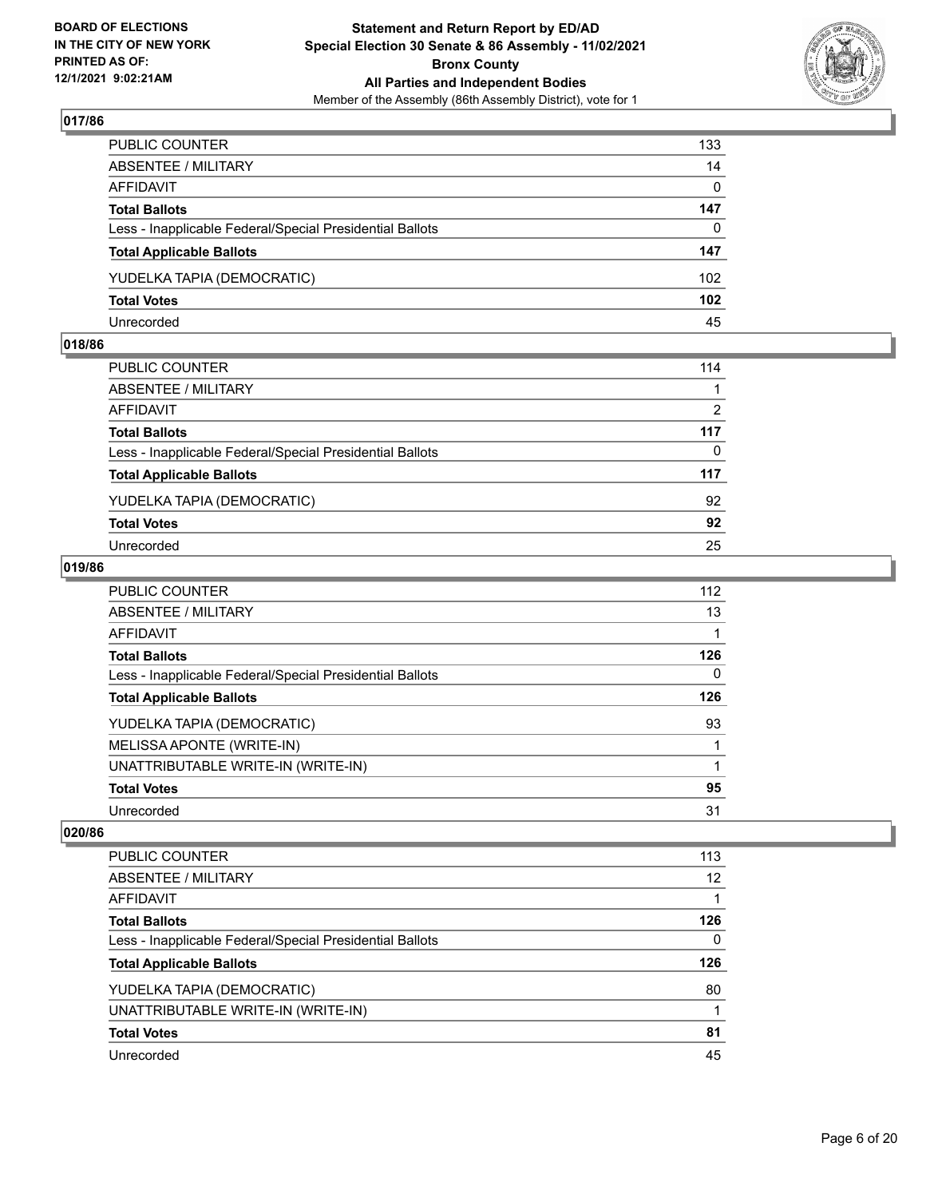**BOARD OF ELECTIONS IN THE CITY OF NEW YORK PRINTED AS OF: 12/1/2021 9:02:21AM**

**Statement and Return Report by ED/AD Special Election 30 Senate & 86 Assembly - 11/02/2021 Bronx County All Parties and Independent Bodies**

Member of the Assembly (86th Assembly District), vote for 1

## 017/86

| | |
|---|---|
| PUBLIC COUNTER | 133 |
| ABSENTEE / MILITARY | 14 |
| AFFIDAVIT | 0 |
| **Total Ballots** | **147** |
| Less - Inapplicable Federal/Special Presidential Ballots | 0 |
| **Total Applicable Ballots** | **147** |
| YUDELKA TAPIA (DEMOCRATIC) | 102 |
| **Total Votes** | **102** |
| Unrecorded | 45 |

## 018/86

| | |
|---|---|
| PUBLIC COUNTER | 114 |
| ABSENTEE / MILITARY | 1 |
| AFFIDAVIT | 2 |
| **Total Ballots** | **117** |
| Less - Inapplicable Federal/Special Presidential Ballots | 0 |
| **Total Applicable Ballots** | **117** |
| YUDELKA TAPIA (DEMOCRATIC) | 92 |
| **Total Votes** | **92** |
| Unrecorded | 25 |

## 019/86

| | |
|---|---|
| PUBLIC COUNTER | 112 |
| ABSENTEE / MILITARY | 13 |
| AFFIDAVIT | 1 |
| **Total Ballots** | **126** |
| Less - Inapplicable Federal/Special Presidential Ballots | 0 |
| **Total Applicable Ballots** | **126** |
| YUDELKA TAPIA (DEMOCRATIC) | 93 |
| MELISSA APONTE (WRITE-IN) | 1 |
| UNATTRIBUTABLE WRITE-IN (WRITE-IN) | 1 |
| **Total Votes** | **95** |
| Unrecorded | 31 |

## 020/86

| | |
|---|---|
| PUBLIC COUNTER | 113 |
| ABSENTEE / MILITARY | 12 |
| AFFIDAVIT | 1 |
| **Total Ballots** | **126** |
| Less - Inapplicable Federal/Special Presidential Ballots | 0 |
| **Total Applicable Ballots** | **126** |
| YUDELKA TAPIA (DEMOCRATIC) | 80 |
| UNATTRIBUTABLE WRITE-IN (WRITE-IN) | 1 |
| **Total Votes** | **81** |
| Unrecorded | 45 |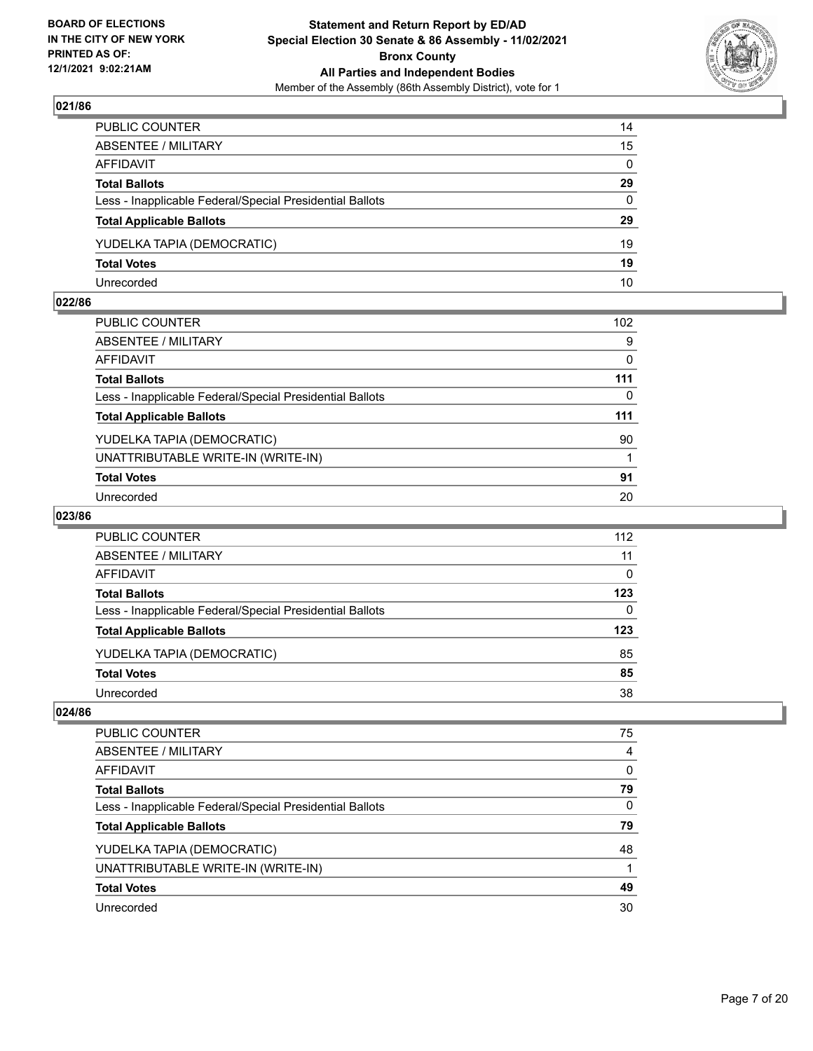**BOARD OF ELECTIONS IN THE CITY OF NEW YORK PRINTED AS OF: 12/1/2021 9:02:21AM**

**Statement and Return Report by ED/AD Special Election 30 Senate & 86 Assembly - 11/02/2021 Bronx County All Parties and Independent Bodies**

Member of the Assembly (86th Assembly District), vote for 1

## 021/86

| | |
|---|---|
| PUBLIC COUNTER | 14 |
| ABSENTEE / MILITARY | 15 |
| AFFIDAVIT | 0 |
| **Total Ballots** | **29** |
| Less - Inapplicable Federal/Special Presidential Ballots | 0 |
| **Total Applicable Ballots** | **29** |
| YUDELKA TAPIA (DEMOCRATIC) | 19 |
| **Total Votes** | **19** |
| Unrecorded | 10 |

## 022/86

| | |
|---|---|
| PUBLIC COUNTER | 102 |
| ABSENTEE / MILITARY | 9 |
| AFFIDAVIT | 0 |
| **Total Ballots** | **111** |
| Less - Inapplicable Federal/Special Presidential Ballots | 0 |
| **Total Applicable Ballots** | **111** |
| YUDELKA TAPIA (DEMOCRATIC) | 90 |
| UNATTRIBUTABLE WRITE-IN (WRITE-IN) | 1 |
| **Total Votes** | **91** |
| Unrecorded | 20 |

## 023/86

| | |
|---|---|
| PUBLIC COUNTER | 112 |
| ABSENTEE / MILITARY | 11 |
| AFFIDAVIT | 0 |
| **Total Ballots** | **123** |
| Less - Inapplicable Federal/Special Presidential Ballots | 0 |
| **Total Applicable Ballots** | **123** |
| YUDELKA TAPIA (DEMOCRATIC) | 85 |
| **Total Votes** | **85** |
| Unrecorded | 38 |

## 024/86

| | |
|---|---|
| PUBLIC COUNTER | 75 |
| ABSENTEE / MILITARY | 4 |
| AFFIDAVIT | 0 |
| **Total Ballots** | **79** |
| Less - Inapplicable Federal/Special Presidential Ballots | 0 |
| **Total Applicable Ballots** | **79** |
| YUDELKA TAPIA (DEMOCRATIC) | 48 |
| UNATTRIBUTABLE WRITE-IN (WRITE-IN) | 1 |
| **Total Votes** | **49** |
| Unrecorded | 30 |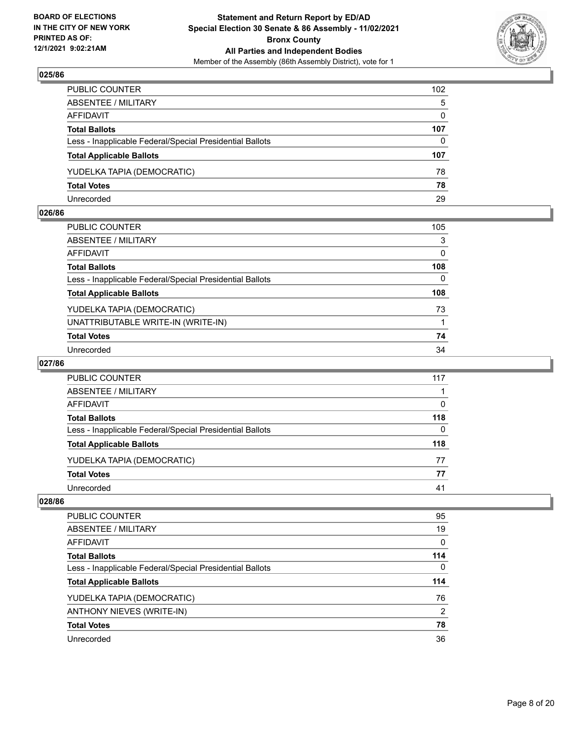## 025/86

| | |
|---|---|
| PUBLIC COUNTER | 102 |
| ABSENTEE / MILITARY | 5 |
| AFFIDAVIT | 0 |
| **Total Ballots** | **107** |
| Less - Inapplicable Federal/Special Presidential Ballots | 0 |
| **Total Applicable Ballots** | **107** |
| YUDELKA TAPIA (DEMOCRATIC) | 78 |
| **Total Votes** | **78** |
| Unrecorded | 29 |

## 026/86

| | |
|---|---|
| PUBLIC COUNTER | 105 |
| ABSENTEE / MILITARY | 3 |
| AFFIDAVIT | 0 |
| **Total Ballots** | **108** |
| Less - Inapplicable Federal/Special Presidential Ballots | 0 |
| **Total Applicable Ballots** | **108** |
| YUDELKA TAPIA (DEMOCRATIC) | 73 |
| UNATTRIBUTABLE WRITE-IN (WRITE-IN) | 1 |
| **Total Votes** | **74** |
| Unrecorded | 34 |

## 027/86

| | |
|---|---|
| PUBLIC COUNTER | 117 |
| ABSENTEE / MILITARY | 1 |
| AFFIDAVIT | 0 |
| **Total Ballots** | **118** |
| Less - Inapplicable Federal/Special Presidential Ballots | 0 |
| **Total Applicable Ballots** | **118** |
| YUDELKA TAPIA (DEMOCRATIC) | 77 |
| **Total Votes** | **77** |
| Unrecorded | 41 |

## 028/86

| | |
|---|---|
| PUBLIC COUNTER | 95 |
| ABSENTEE / MILITARY | 19 |
| AFFIDAVIT | 0 |
| **Total Ballots** | **114** |
| Less - Inapplicable Federal/Special Presidential Ballots | 0 |
| **Total Applicable Ballots** | **114** |
| YUDELKA TAPIA (DEMOCRATIC) | 76 |
| ANTHONY NIEVES (WRITE-IN) | 2 |
| **Total Votes** | **78** |
| Unrecorded | 36 |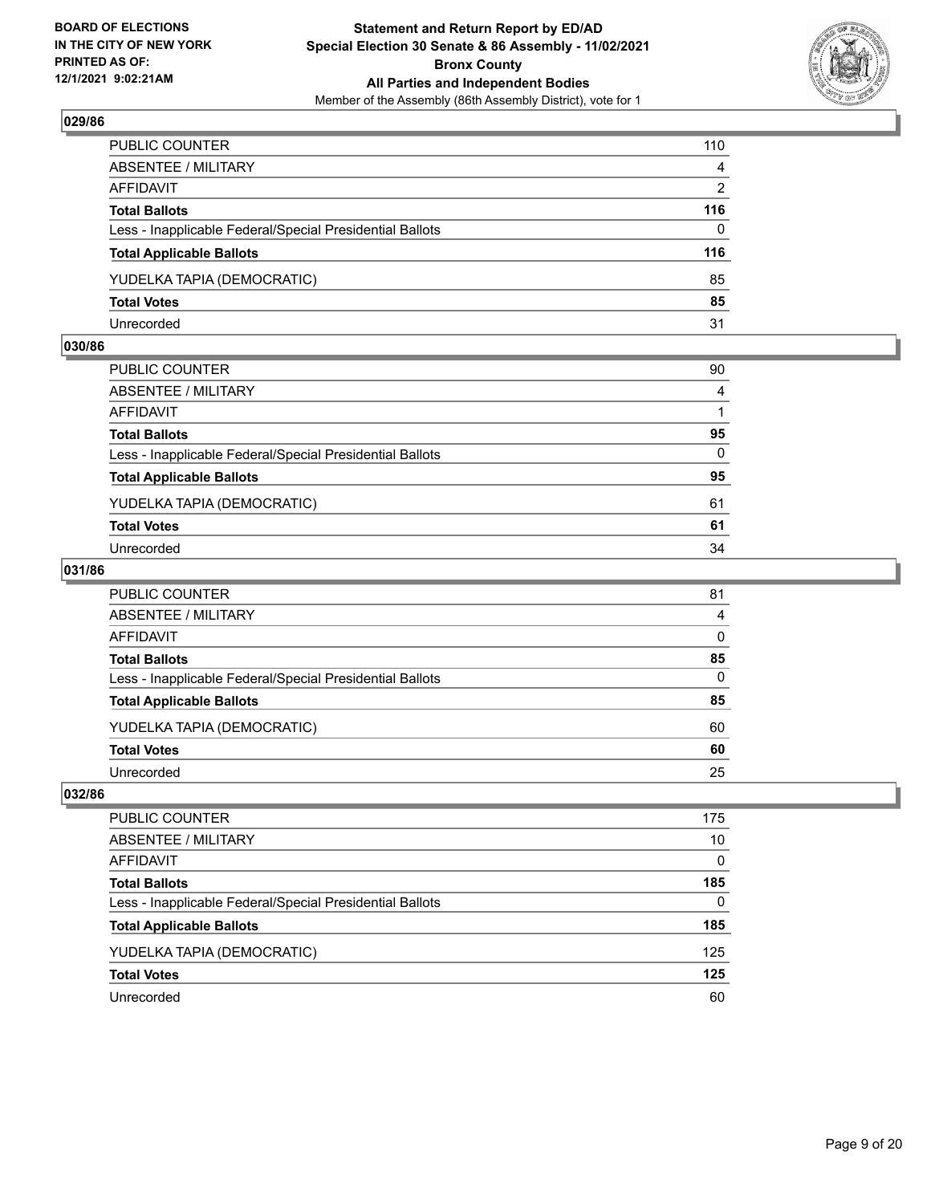## 029/86

| | |
|---|---|
| PUBLIC COUNTER | 110 |
| ABSENTEE / MILITARY | 4 |
| AFFIDAVIT | 2 |
| **Total Ballots** | **116** |
| Less - Inapplicable Federal/Special Presidential Ballots | 0 |
| **Total Applicable Ballots** | **116** |
| YUDELKA TAPIA (DEMOCRATIC) | 85 |
| **Total Votes** | **85** |
| Unrecorded | 31 |

## 030/86

| | |
|---|---|
| PUBLIC COUNTER | 90 |
| ABSENTEE / MILITARY | 4 |
| AFFIDAVIT | 1 |
| **Total Ballots** | **95** |
| Less - Inapplicable Federal/Special Presidential Ballots | 0 |
| **Total Applicable Ballots** | **95** |
| YUDELKA TAPIA (DEMOCRATIC) | 61 |
| **Total Votes** | **61** |
| Unrecorded | 34 |

## 031/86

| | |
|---|---|
| PUBLIC COUNTER | 81 |
| ABSENTEE / MILITARY | 4 |
| AFFIDAVIT | 0 |
| **Total Ballots** | **85** |
| Less - Inapplicable Federal/Special Presidential Ballots | 0 |
| **Total Applicable Ballots** | **85** |
| YUDELKA TAPIA (DEMOCRATIC) | 60 |
| **Total Votes** | **60** |
| Unrecorded | 25 |

## 032/86

| | |
|---|---|
| PUBLIC COUNTER | 175 |
| ABSENTEE / MILITARY | 10 |
| AFFIDAVIT | 0 |
| **Total Ballots** | **185** |
| Less - Inapplicable Federal/Special Presidential Ballots | 0 |
| **Total Applicable Ballots** | **185** |
| YUDELKA TAPIA (DEMOCRATIC) | 125 |
| **Total Votes** | **125** |
| Unrecorded | 60 |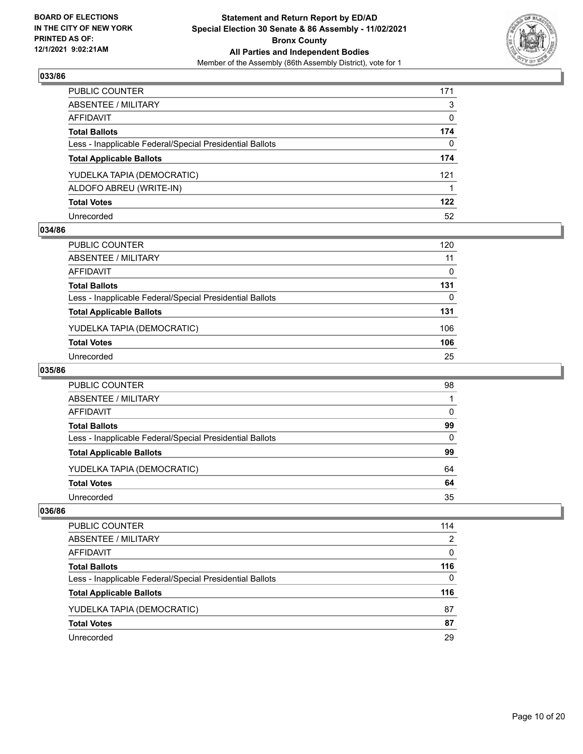**BOARD OF ELECTIONS IN THE CITY OF NEW YORK PRINTED AS OF: 12/1/2021 9:02:21AM**

**Statement and Return Report by ED/AD**
**Special Election 30 Senate & 86 Assembly - 11/02/2021**
**Bronx County**
**All Parties and Independent Bodies**
Member of the Assembly (86th Assembly District), vote for 1

### 033/86

| | |
|---|---|
| PUBLIC COUNTER | 171 |
| ABSENTEE / MILITARY | 3 |
| AFFIDAVIT | 0 |
| **Total Ballots** | **174** |
| Less - Inapplicable Federal/Special Presidential Ballots | 0 |
| **Total Applicable Ballots** | **174** |
| YUDELKA TAPIA (DEMOCRATIC) | 121 |
| ALDOFO ABREU (WRITE-IN) | 1 |
| **Total Votes** | **122** |
| Unrecorded | 52 |

### 034/86

| | |
|---|---|
| PUBLIC COUNTER | 120 |
| ABSENTEE / MILITARY | 11 |
| AFFIDAVIT | 0 |
| **Total Ballots** | **131** |
| Less - Inapplicable Federal/Special Presidential Ballots | 0 |
| **Total Applicable Ballots** | **131** |
| YUDELKA TAPIA (DEMOCRATIC) | 106 |
| **Total Votes** | **106** |
| Unrecorded | 25 |

### 035/86

| | |
|---|---|
| PUBLIC COUNTER | 98 |
| ABSENTEE / MILITARY | 1 |
| AFFIDAVIT | 0 |
| **Total Ballots** | **99** |
| Less - Inapplicable Federal/Special Presidential Ballots | 0 |
| **Total Applicable Ballots** | **99** |
| YUDELKA TAPIA (DEMOCRATIC) | 64 |
| **Total Votes** | **64** |
| Unrecorded | 35 |

### 036/86

| | |
|---|---|
| PUBLIC COUNTER | 114 |
| ABSENTEE / MILITARY | 2 |
| AFFIDAVIT | 0 |
| **Total Ballots** | **116** |
| Less - Inapplicable Federal/Special Presidential Ballots | 0 |
| **Total Applicable Ballots** | **116** |
| YUDELKA TAPIA (DEMOCRATIC) | 87 |
| **Total Votes** | **87** |
| Unrecorded | 29 |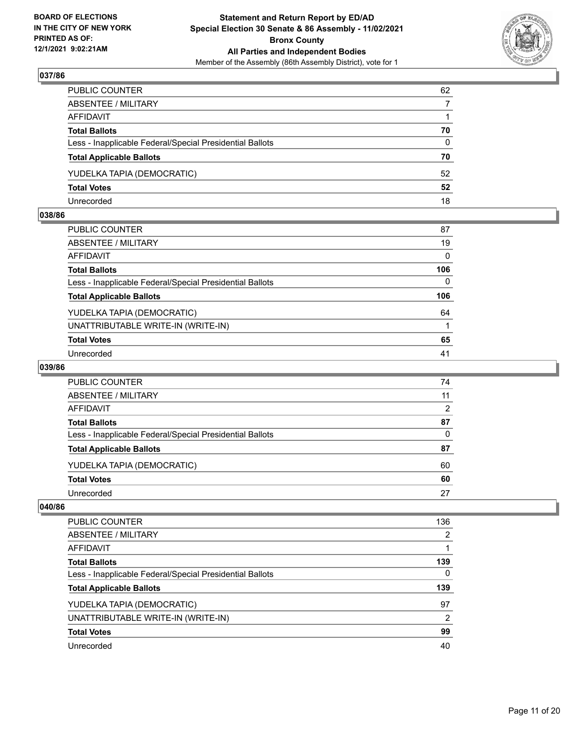## 037/86

| | |
|---|---|
| PUBLIC COUNTER | 62 |
| ABSENTEE / MILITARY | 7 |
| AFFIDAVIT | 1 |
| **Total Ballots** | **70** |
| Less - Inapplicable Federal/Special Presidential Ballots | 0 |
| **Total Applicable Ballots** | **70** |
| YUDELKA TAPIA (DEMOCRATIC) | 52 |
| **Total Votes** | **52** |
| Unrecorded | 18 |

## 038/86

| | |
|---|---|
| PUBLIC COUNTER | 87 |
| ABSENTEE / MILITARY | 19 |
| AFFIDAVIT | 0 |
| **Total Ballots** | **106** |
| Less - Inapplicable Federal/Special Presidential Ballots | 0 |
| **Total Applicable Ballots** | **106** |
| YUDELKA TAPIA (DEMOCRATIC) | 64 |
| UNATTRIBUTABLE WRITE-IN (WRITE-IN) | 1 |
| **Total Votes** | **65** |
| Unrecorded | 41 |

## 039/86

| | |
|---|---|
| PUBLIC COUNTER | 74 |
| ABSENTEE / MILITARY | 11 |
| AFFIDAVIT | 2 |
| **Total Ballots** | **87** |
| Less - Inapplicable Federal/Special Presidential Ballots | 0 |
| **Total Applicable Ballots** | **87** |
| YUDELKA TAPIA (DEMOCRATIC) | 60 |
| **Total Votes** | **60** |
| Unrecorded | 27 |

## 040/86

| | |
|---|---|
| PUBLIC COUNTER | 136 |
| ABSENTEE / MILITARY | 2 |
| AFFIDAVIT | 1 |
| **Total Ballots** | **139** |
| Less - Inapplicable Federal/Special Presidential Ballots | 0 |
| **Total Applicable Ballots** | **139** |
| YUDELKA TAPIA (DEMOCRATIC) | 97 |
| UNATTRIBUTABLE WRITE-IN (WRITE-IN) | 2 |
| **Total Votes** | **99** |
| Unrecorded | 40 |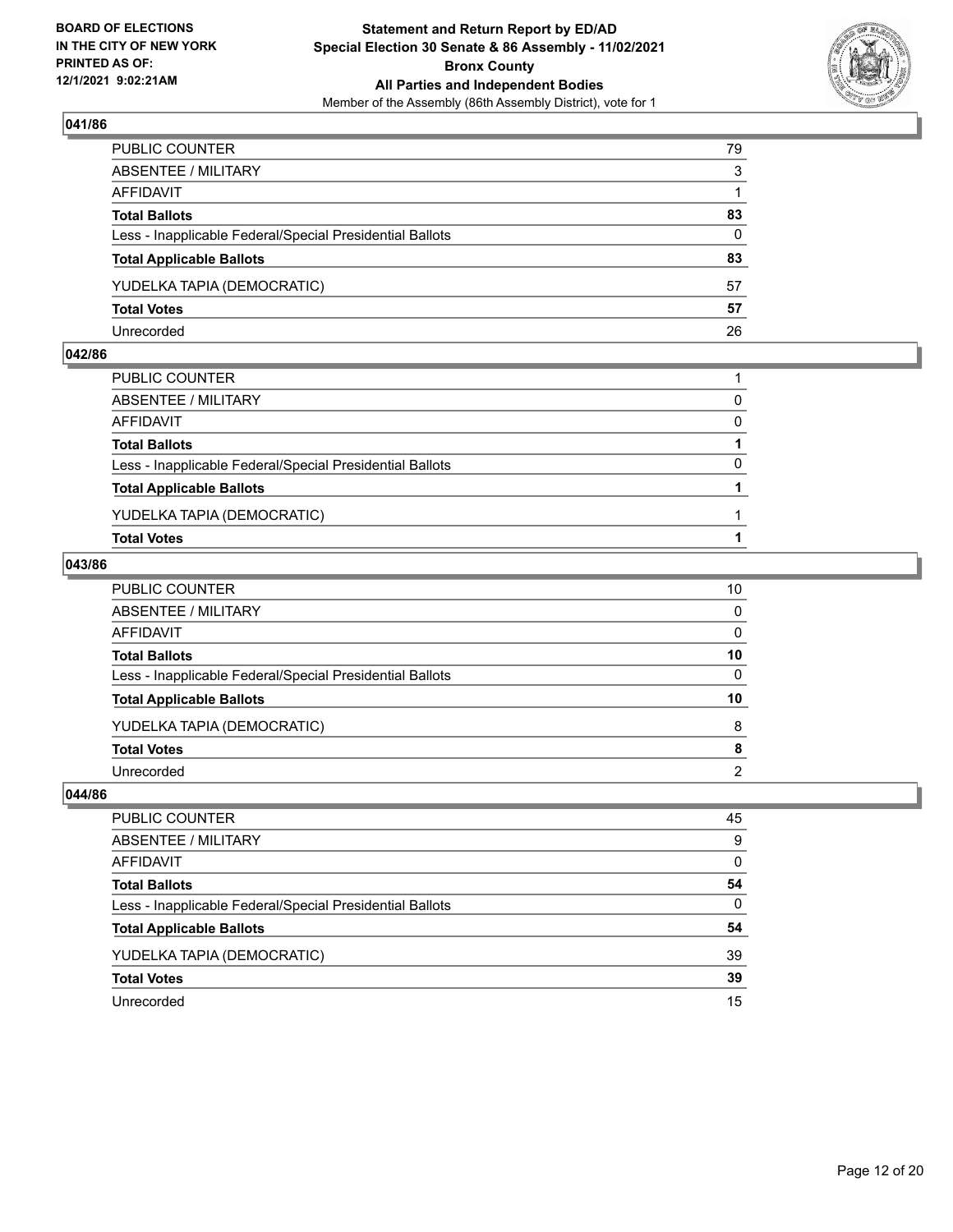**BOARD OF ELECTIONS IN THE CITY OF NEW YORK PRINTED AS OF: 12/1/2021 9:02:21AM**

**Statement and Return Report by ED/AD**
**Special Election 30 Senate & 86 Assembly - 11/02/2021**
**Bronx County**
**All Parties and Independent Bodies**
Member of the Assembly (86th Assembly District), vote for 1

## 041/86

| | |
|---|---|
| PUBLIC COUNTER | 79 |
| ABSENTEE / MILITARY | 3 |
| AFFIDAVIT | 1 |
| **Total Ballots** | **83** |
| Less - Inapplicable Federal/Special Presidential Ballots | 0 |
| **Total Applicable Ballots** | **83** |
| YUDELKA TAPIA (DEMOCRATIC) | 57 |
| **Total Votes** | **57** |
| Unrecorded | 26 |

## 042/86

| | |
|---|---|
| PUBLIC COUNTER | 1 |
| ABSENTEE / MILITARY | 0 |
| AFFIDAVIT | 0 |
| **Total Ballots** | **1** |
| Less - Inapplicable Federal/Special Presidential Ballots | 0 |
| **Total Applicable Ballots** | **1** |
| YUDELKA TAPIA (DEMOCRATIC) | 1 |
| **Total Votes** | **1** |

## 043/86

| | |
|---|---|
| PUBLIC COUNTER | 10 |
| ABSENTEE / MILITARY | 0 |
| AFFIDAVIT | 0 |
| **Total Ballots** | **10** |
| Less - Inapplicable Federal/Special Presidential Ballots | 0 |
| **Total Applicable Ballots** | **10** |
| YUDELKA TAPIA (DEMOCRATIC) | 8 |
| **Total Votes** | **8** |
| Unrecorded | 2 |

## 044/86

| | |
|---|---|
| PUBLIC COUNTER | 45 |
| ABSENTEE / MILITARY | 9 |
| AFFIDAVIT | 0 |
| **Total Ballots** | **54** |
| Less - Inapplicable Federal/Special Presidential Ballots | 0 |
| **Total Applicable Ballots** | **54** |
| YUDELKA TAPIA (DEMOCRATIC) | 39 |
| **Total Votes** | **39** |
| Unrecorded | 15 |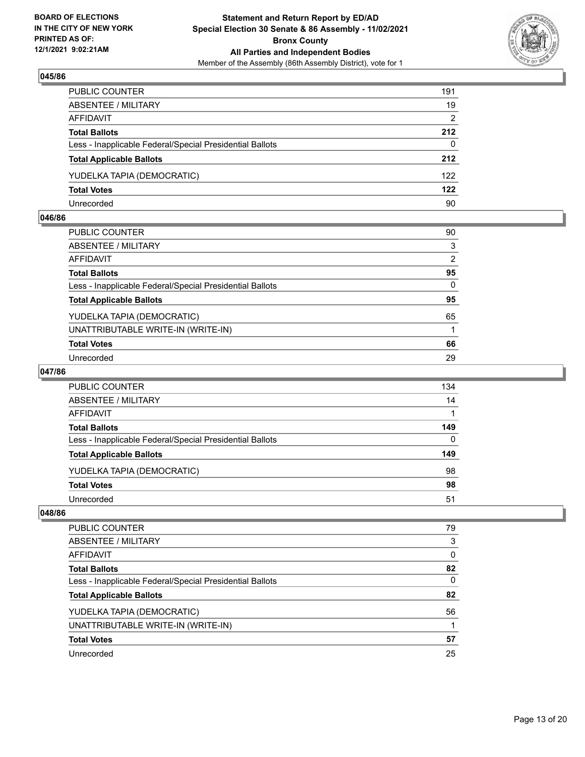### 045/86

| | |
|---|---|
| PUBLIC COUNTER | 191 |
| ABSENTEE / MILITARY | 19 |
| AFFIDAVIT | 2 |
| **Total Ballots** | **212** |
| Less - Inapplicable Federal/Special Presidential Ballots | 0 |
| **Total Applicable Ballots** | **212** |
| YUDELKA TAPIA (DEMOCRATIC) | 122 |
| **Total Votes** | **122** |
| Unrecorded | 90 |

### 046/86

| | |
|---|---|
| PUBLIC COUNTER | 90 |
| ABSENTEE / MILITARY | 3 |
| AFFIDAVIT | 2 |
| **Total Ballots** | **95** |
| Less - Inapplicable Federal/Special Presidential Ballots | 0 |
| **Total Applicable Ballots** | **95** |
| YUDELKA TAPIA (DEMOCRATIC) | 65 |
| UNATTRIBUTABLE WRITE-IN (WRITE-IN) | 1 |
| **Total Votes** | **66** |
| Unrecorded | 29 |

### 047/86

| | |
|---|---|
| PUBLIC COUNTER | 134 |
| ABSENTEE / MILITARY | 14 |
| AFFIDAVIT | 1 |
| **Total Ballots** | **149** |
| Less - Inapplicable Federal/Special Presidential Ballots | 0 |
| **Total Applicable Ballots** | **149** |
| YUDELKA TAPIA (DEMOCRATIC) | 98 |
| **Total Votes** | **98** |
| Unrecorded | 51 |

### 048/86

| | |
|---|---|
| PUBLIC COUNTER | 79 |
| ABSENTEE / MILITARY | 3 |
| AFFIDAVIT | 0 |
| **Total Ballots** | **82** |
| Less - Inapplicable Federal/Special Presidential Ballots | 0 |
| **Total Applicable Ballots** | **82** |
| YUDELKA TAPIA (DEMOCRATIC) | 56 |
| UNATTRIBUTABLE WRITE-IN (WRITE-IN) | 1 |
| **Total Votes** | **57** |
| Unrecorded | 25 |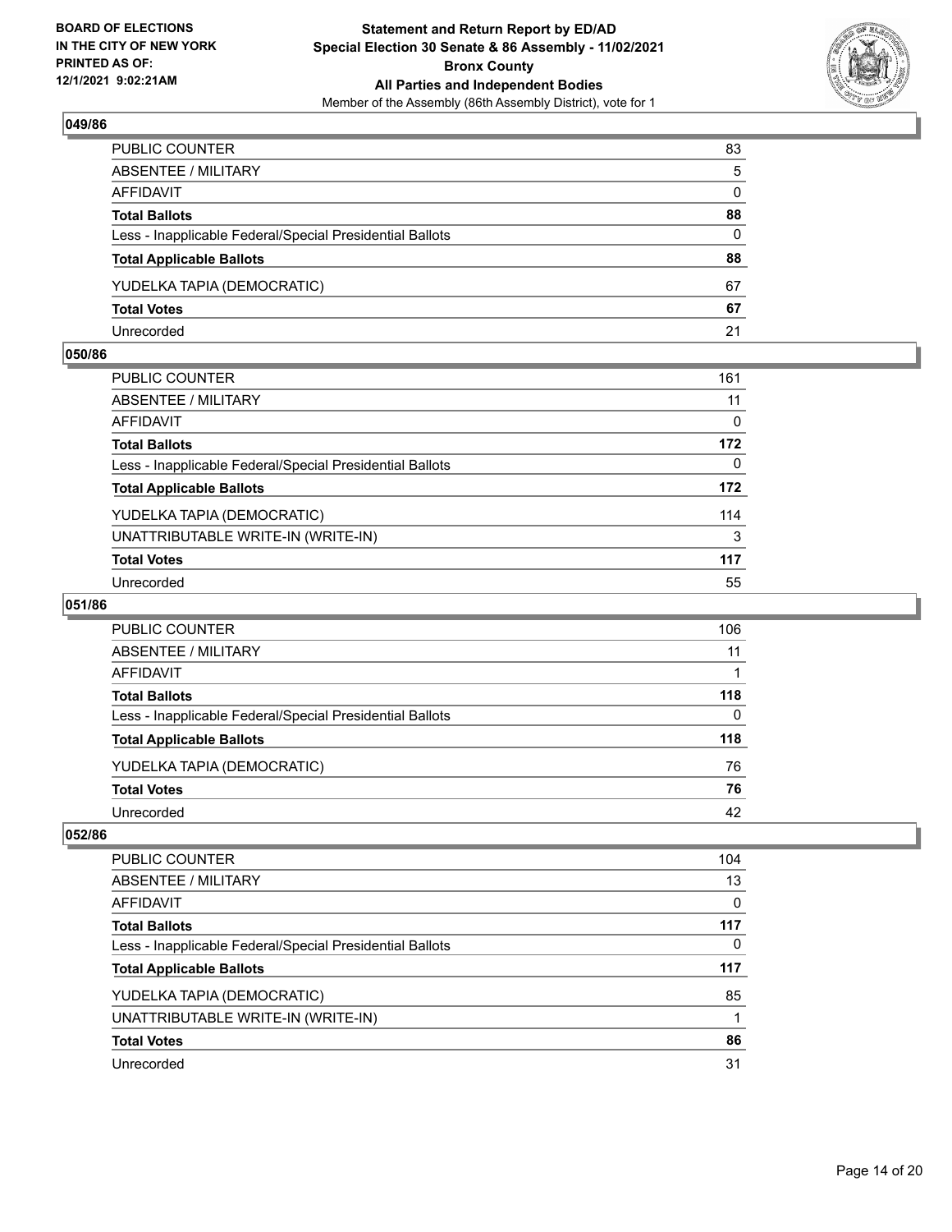**BOARD OF ELECTIONS IN THE CITY OF NEW YORK PRINTED AS OF: 12/1/2021 9:02:21AM**

**Statement and Return Report by ED/AD Special Election 30 Senate & 86 Assembly - 11/02/2021 Bronx County All Parties and Independent Bodies**

Member of the Assembly (86th Assembly District), vote for 1

## 049/86

| | |
|---|---|
| PUBLIC COUNTER | 83 |
| ABSENTEE / MILITARY | 5 |
| AFFIDAVIT | 0 |
| **Total Ballots** | **88** |
| Less - Inapplicable Federal/Special Presidential Ballots | 0 |
| **Total Applicable Ballots** | **88** |
| YUDELKA TAPIA (DEMOCRATIC) | 67 |
| **Total Votes** | **67** |
| Unrecorded | 21 |

## 050/86

| | |
|---|---|
| PUBLIC COUNTER | 161 |
| ABSENTEE / MILITARY | 11 |
| AFFIDAVIT | 0 |
| **Total Ballots** | **172** |
| Less - Inapplicable Federal/Special Presidential Ballots | 0 |
| **Total Applicable Ballots** | **172** |
| YUDELKA TAPIA (DEMOCRATIC) | 114 |
| UNATTRIBUTABLE WRITE-IN (WRITE-IN) | 3 |
| **Total Votes** | **117** |
| Unrecorded | 55 |

## 051/86

| | |
|---|---|
| PUBLIC COUNTER | 106 |
| ABSENTEE / MILITARY | 11 |
| AFFIDAVIT | 1 |
| **Total Ballots** | **118** |
| Less - Inapplicable Federal/Special Presidential Ballots | 0 |
| **Total Applicable Ballots** | **118** |
| YUDELKA TAPIA (DEMOCRATIC) | 76 |
| **Total Votes** | **76** |
| Unrecorded | 42 |

## 052/86

| | |
|---|---|
| PUBLIC COUNTER | 104 |
| ABSENTEE / MILITARY | 13 |
| AFFIDAVIT | 0 |
| **Total Ballots** | **117** |
| Less - Inapplicable Federal/Special Presidential Ballots | 0 |
| **Total Applicable Ballots** | **117** |
| YUDELKA TAPIA (DEMOCRATIC) | 85 |
| UNATTRIBUTABLE WRITE-IN (WRITE-IN) | 1 |
| **Total Votes** | **86** |
| Unrecorded | 31 |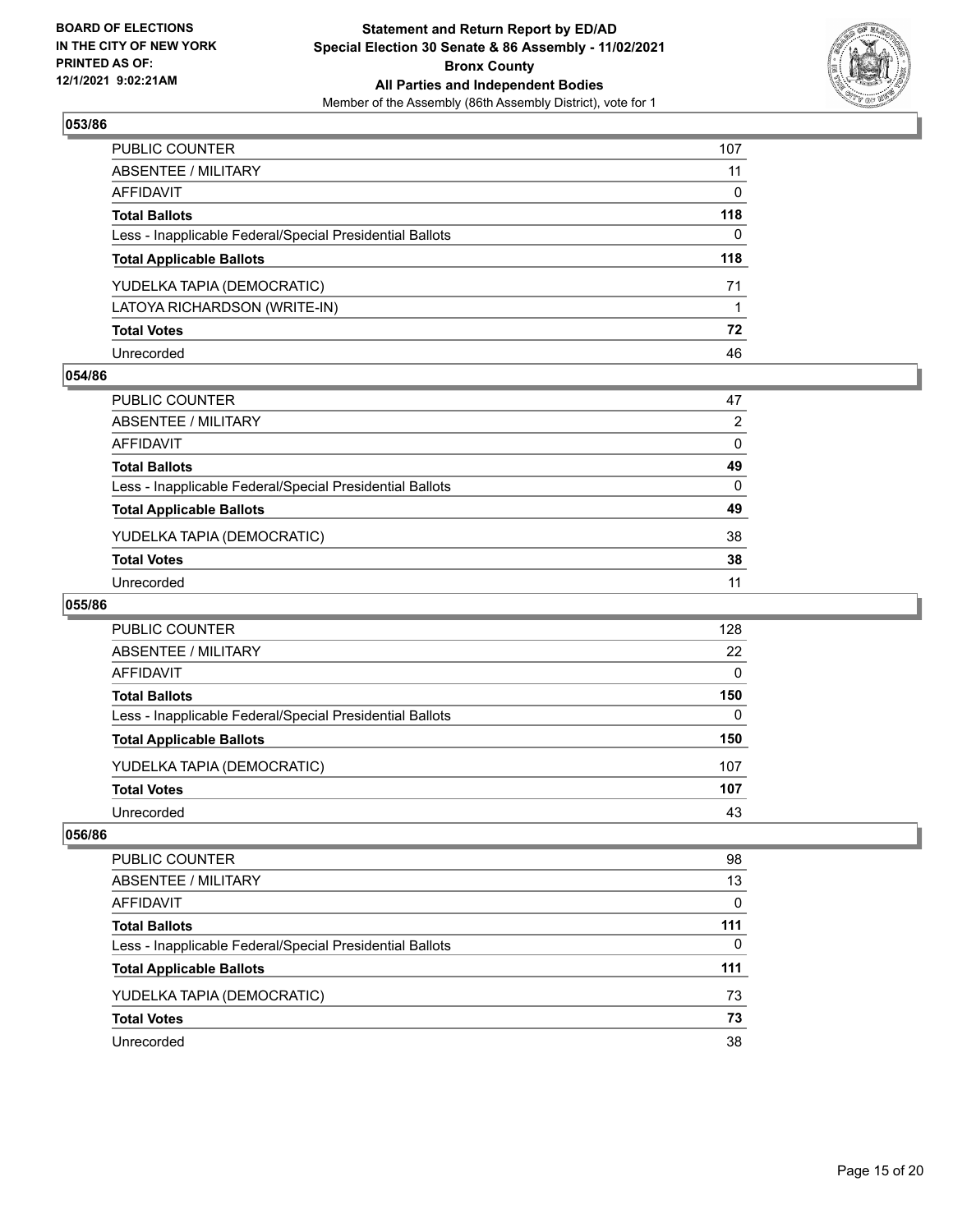## 053/86

| | |
|---|---|
| PUBLIC COUNTER | 107 |
| ABSENTEE / MILITARY | 11 |
| AFFIDAVIT | 0 |
| **Total Ballots** | **118** |
| Less - Inapplicable Federal/Special Presidential Ballots | 0 |
| **Total Applicable Ballots** | **118** |
| YUDELKA TAPIA (DEMOCRATIC) | 71 |
| LATOYA RICHARDSON (WRITE-IN) | 1 |
| **Total Votes** | **72** |
| Unrecorded | 46 |

## 054/86

| | |
|---|---|
| PUBLIC COUNTER | 47 |
| ABSENTEE / MILITARY | 2 |
| AFFIDAVIT | 0 |
| **Total Ballots** | **49** |
| Less - Inapplicable Federal/Special Presidential Ballots | 0 |
| **Total Applicable Ballots** | **49** |
| YUDELKA TAPIA (DEMOCRATIC) | 38 |
| **Total Votes** | **38** |
| Unrecorded | 11 |

## 055/86

| | |
|---|---|
| PUBLIC COUNTER | 128 |
| ABSENTEE / MILITARY | 22 |
| AFFIDAVIT | 0 |
| **Total Ballots** | **150** |
| Less - Inapplicable Federal/Special Presidential Ballots | 0 |
| **Total Applicable Ballots** | **150** |
| YUDELKA TAPIA (DEMOCRATIC) | 107 |
| **Total Votes** | **107** |
| Unrecorded | 43 |

## 056/86

| | |
|---|---|
| PUBLIC COUNTER | 98 |
| ABSENTEE / MILITARY | 13 |
| AFFIDAVIT | 0 |
| **Total Ballots** | **111** |
| Less - Inapplicable Federal/Special Presidential Ballots | 0 |
| **Total Applicable Ballots** | **111** |
| YUDELKA TAPIA (DEMOCRATIC) | 73 |
| **Total Votes** | **73** |
| Unrecorded | 38 |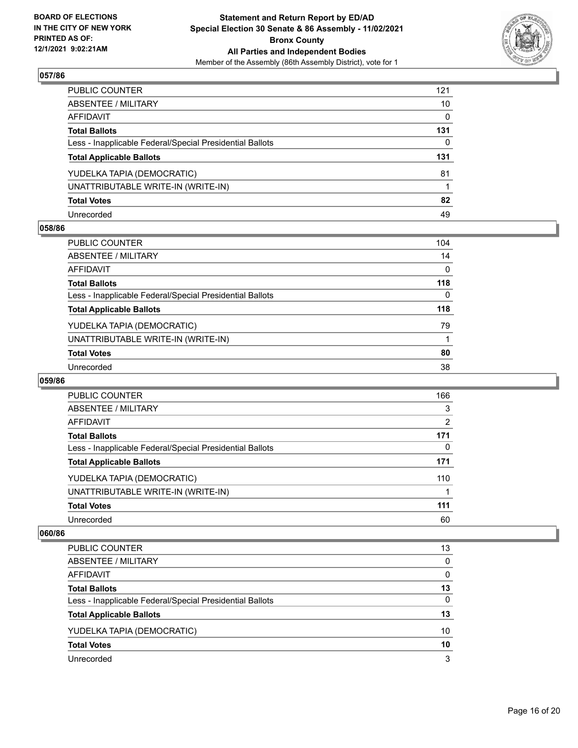## 057/86

| | |
|---|---|
| PUBLIC COUNTER | 121 |
| ABSENTEE / MILITARY | 10 |
| AFFIDAVIT | 0 |
| **Total Ballots** | **131** |
| Less - Inapplicable Federal/Special Presidential Ballots | 0 |
| **Total Applicable Ballots** | **131** |
| YUDELKA TAPIA (DEMOCRATIC) | 81 |
| UNATTRIBUTABLE WRITE-IN (WRITE-IN) | 1 |
| **Total Votes** | **82** |
| Unrecorded | 49 |

## 058/86

| | |
|---|---|
| PUBLIC COUNTER | 104 |
| ABSENTEE / MILITARY | 14 |
| AFFIDAVIT | 0 |
| **Total Ballots** | **118** |
| Less - Inapplicable Federal/Special Presidential Ballots | 0 |
| **Total Applicable Ballots** | **118** |
| YUDELKA TAPIA (DEMOCRATIC) | 79 |
| UNATTRIBUTABLE WRITE-IN (WRITE-IN) | 1 |
| **Total Votes** | **80** |
| Unrecorded | 38 |

## 059/86

| | |
|---|---|
| PUBLIC COUNTER | 166 |
| ABSENTEE / MILITARY | 3 |
| AFFIDAVIT | 2 |
| **Total Ballots** | **171** |
| Less - Inapplicable Federal/Special Presidential Ballots | 0 |
| **Total Applicable Ballots** | **171** |
| YUDELKA TAPIA (DEMOCRATIC) | 110 |
| UNATTRIBUTABLE WRITE-IN (WRITE-IN) | 1 |
| **Total Votes** | **111** |
| Unrecorded | 60 |

## 060/86

| | |
|---|---|
| PUBLIC COUNTER | 13 |
| ABSENTEE / MILITARY | 0 |
| AFFIDAVIT | 0 |
| **Total Ballots** | **13** |
| Less - Inapplicable Federal/Special Presidential Ballots | 0 |
| **Total Applicable Ballots** | **13** |
| YUDELKA TAPIA (DEMOCRATIC) | 10 |
| **Total Votes** | **10** |
| Unrecorded | 3 |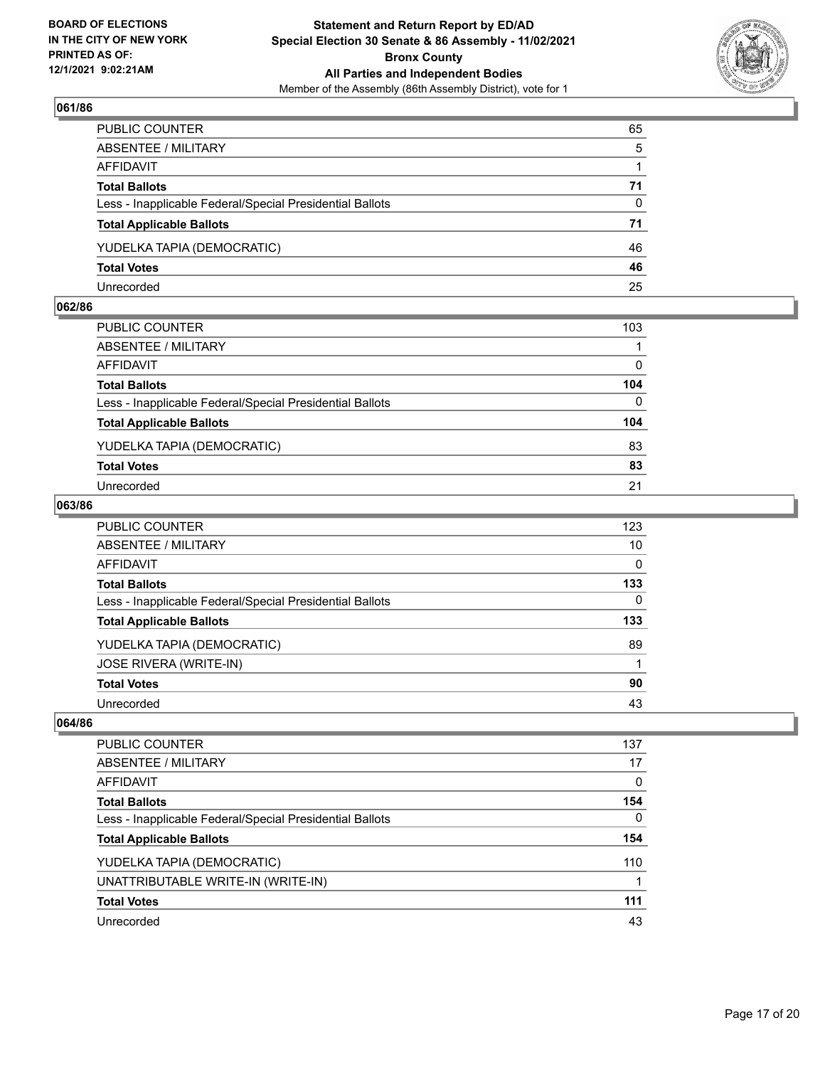**BOARD OF ELECTIONS IN THE CITY OF NEW YORK PRINTED AS OF: 12/1/2021 9:02:21AM**

**Statement and Return Report by ED/AD Special Election 30 Senate & 86 Assembly - 11/02/2021 Bronx County All Parties and Independent Bodies**

Member of the Assembly (86th Assembly District), vote for 1

## 061/86

| | |
|---|---|
| PUBLIC COUNTER | 65 |
| ABSENTEE / MILITARY | 5 |
| AFFIDAVIT | 1 |
| **Total Ballots** | **71** |
| Less - Inapplicable Federal/Special Presidential Ballots | 0 |
| **Total Applicable Ballots** | **71** |
| YUDELKA TAPIA (DEMOCRATIC) | 46 |
| **Total Votes** | **46** |
| Unrecorded | 25 |

## 062/86

| | |
|---|---|
| PUBLIC COUNTER | 103 |
| ABSENTEE / MILITARY | 1 |
| AFFIDAVIT | 0 |
| **Total Ballots** | **104** |
| Less - Inapplicable Federal/Special Presidential Ballots | 0 |
| **Total Applicable Ballots** | **104** |
| YUDELKA TAPIA (DEMOCRATIC) | 83 |
| **Total Votes** | **83** |
| Unrecorded | 21 |

## 063/86

| | |
|---|---|
| PUBLIC COUNTER | 123 |
| ABSENTEE / MILITARY | 10 |
| AFFIDAVIT | 0 |
| **Total Ballots** | **133** |
| Less - Inapplicable Federal/Special Presidential Ballots | 0 |
| **Total Applicable Ballots** | **133** |
| YUDELKA TAPIA (DEMOCRATIC) | 89 |
| JOSE RIVERA (WRITE-IN) | 1 |
| **Total Votes** | **90** |
| Unrecorded | 43 |

## 064/86

| | |
|---|---|
| PUBLIC COUNTER | 137 |
| ABSENTEE / MILITARY | 17 |
| AFFIDAVIT | 0 |
| **Total Ballots** | **154** |
| Less - Inapplicable Federal/Special Presidential Ballots | 0 |
| **Total Applicable Ballots** | **154** |
| YUDELKA TAPIA (DEMOCRATIC) | 110 |
| UNATTRIBUTABLE WRITE-IN (WRITE-IN) | 1 |
| **Total Votes** | **111** |
| Unrecorded | 43 |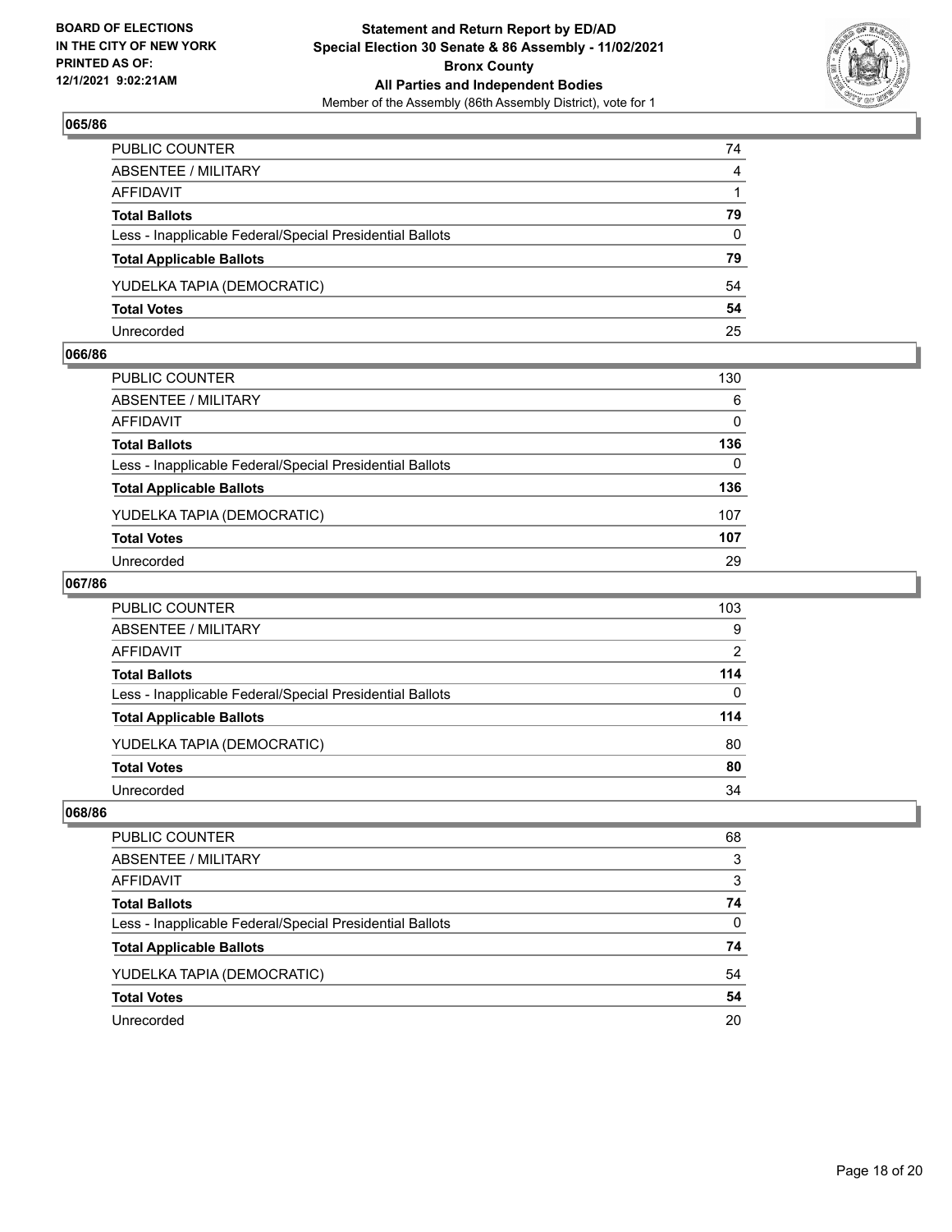## 065/86

| | |
|---|---|
| PUBLIC COUNTER | 74 |
| ABSENTEE / MILITARY | 4 |
| AFFIDAVIT | 1 |
| **Total Ballots** | **79** |
| Less - Inapplicable Federal/Special Presidential Ballots | 0 |
| **Total Applicable Ballots** | **79** |
| YUDELKA TAPIA (DEMOCRATIC) | 54 |
| **Total Votes** | **54** |
| Unrecorded | 25 |

## 066/86

| | |
|---|---|
| PUBLIC COUNTER | 130 |
| ABSENTEE / MILITARY | 6 |
| AFFIDAVIT | 0 |
| **Total Ballots** | **136** |
| Less - Inapplicable Federal/Special Presidential Ballots | 0 |
| **Total Applicable Ballots** | **136** |
| YUDELKA TAPIA (DEMOCRATIC) | 107 |
| **Total Votes** | **107** |
| Unrecorded | 29 |

## 067/86

| | |
|---|---|
| PUBLIC COUNTER | 103 |
| ABSENTEE / MILITARY | 9 |
| AFFIDAVIT | 2 |
| **Total Ballots** | **114** |
| Less - Inapplicable Federal/Special Presidential Ballots | 0 |
| **Total Applicable Ballots** | **114** |
| YUDELKA TAPIA (DEMOCRATIC) | 80 |
| **Total Votes** | **80** |
| Unrecorded | 34 |

## 068/86

| | |
|---|---|
| PUBLIC COUNTER | 68 |
| ABSENTEE / MILITARY | 3 |
| AFFIDAVIT | 3 |
| **Total Ballots** | **74** |
| Less - Inapplicable Federal/Special Presidential Ballots | 0 |
| **Total Applicable Ballots** | **74** |
| YUDELKA TAPIA (DEMOCRATIC) | 54 |
| **Total Votes** | **54** |
| Unrecorded | 20 |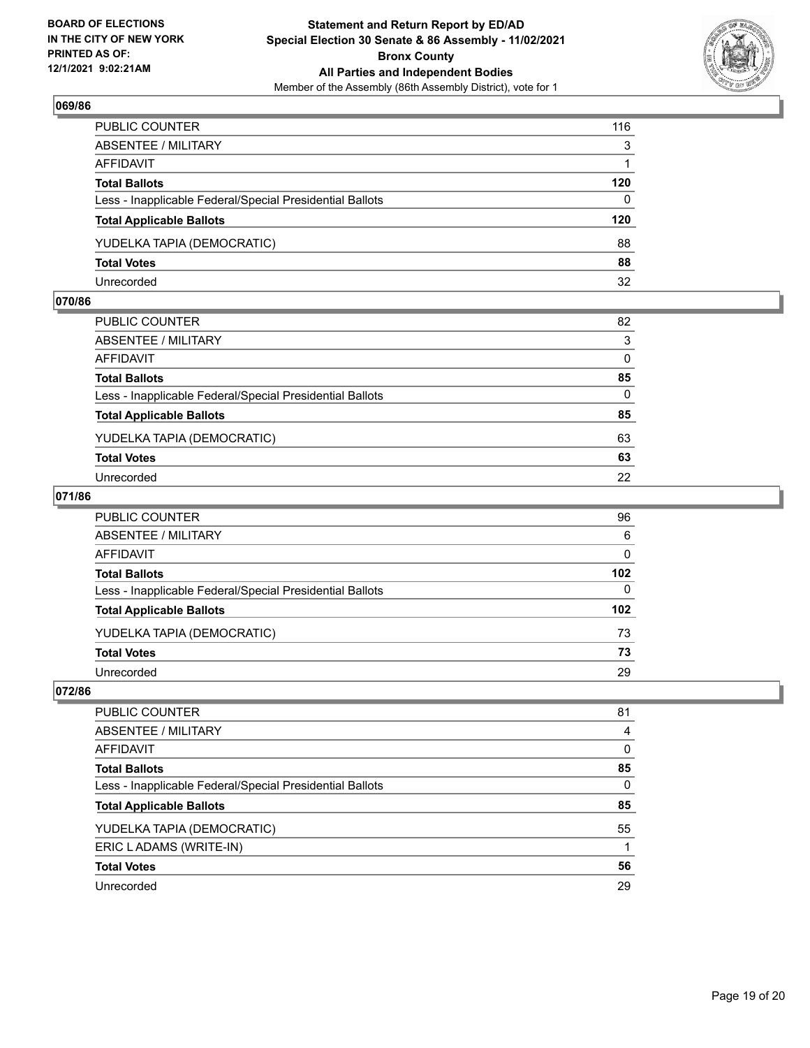## 069/86

| | |
|---|---|
| PUBLIC COUNTER | 116 |
| ABSENTEE / MILITARY | 3 |
| AFFIDAVIT | 1 |
| **Total Ballots** | **120** |
| Less - Inapplicable Federal/Special Presidential Ballots | 0 |
| **Total Applicable Ballots** | **120** |
| YUDELKA TAPIA (DEMOCRATIC) | 88 |
| **Total Votes** | **88** |
| Unrecorded | 32 |

## 070/86

| | |
|---|---|
| PUBLIC COUNTER | 82 |
| ABSENTEE / MILITARY | 3 |
| AFFIDAVIT | 0 |
| **Total Ballots** | **85** |
| Less - Inapplicable Federal/Special Presidential Ballots | 0 |
| **Total Applicable Ballots** | **85** |
| YUDELKA TAPIA (DEMOCRATIC) | 63 |
| **Total Votes** | **63** |
| Unrecorded | 22 |

## 071/86

| | |
|---|---|
| PUBLIC COUNTER | 96 |
| ABSENTEE / MILITARY | 6 |
| AFFIDAVIT | 0 |
| **Total Ballots** | **102** |
| Less - Inapplicable Federal/Special Presidential Ballots | 0 |
| **Total Applicable Ballots** | **102** |
| YUDELKA TAPIA (DEMOCRATIC) | 73 |
| **Total Votes** | **73** |
| Unrecorded | 29 |

## 072/86

| | |
|---|---|
| PUBLIC COUNTER | 81 |
| ABSENTEE / MILITARY | 4 |
| AFFIDAVIT | 0 |
| **Total Ballots** | **85** |
| Less - Inapplicable Federal/Special Presidential Ballots | 0 |
| **Total Applicable Ballots** | **85** |
| YUDELKA TAPIA (DEMOCRATIC) | 55 |
| ERIC L ADAMS (WRITE-IN) | 1 |
| **Total Votes** | **56** |
| Unrecorded | 29 |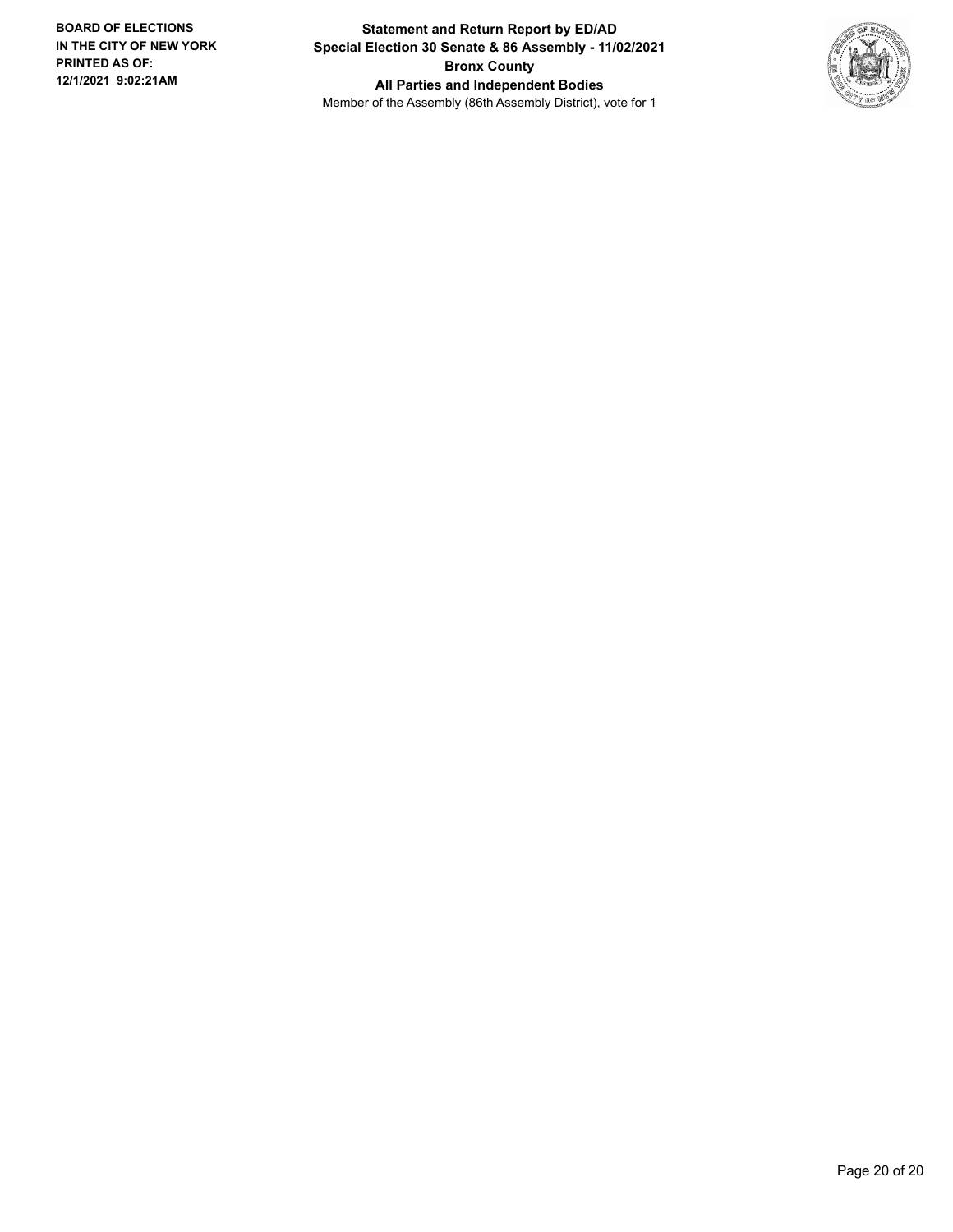**BOARD OF ELECTIONS IN THE CITY OF NEW YORK PRINTED AS OF: 12/1/2021 9:02:21AM**

**Statement and Return Report by ED/AD**
**Special Election 30 Senate & 86 Assembly - 11/02/2021**
**Bronx County**
**All Parties and Independent Bodies**
Member of the Assembly (86th Assembly District), vote for 1